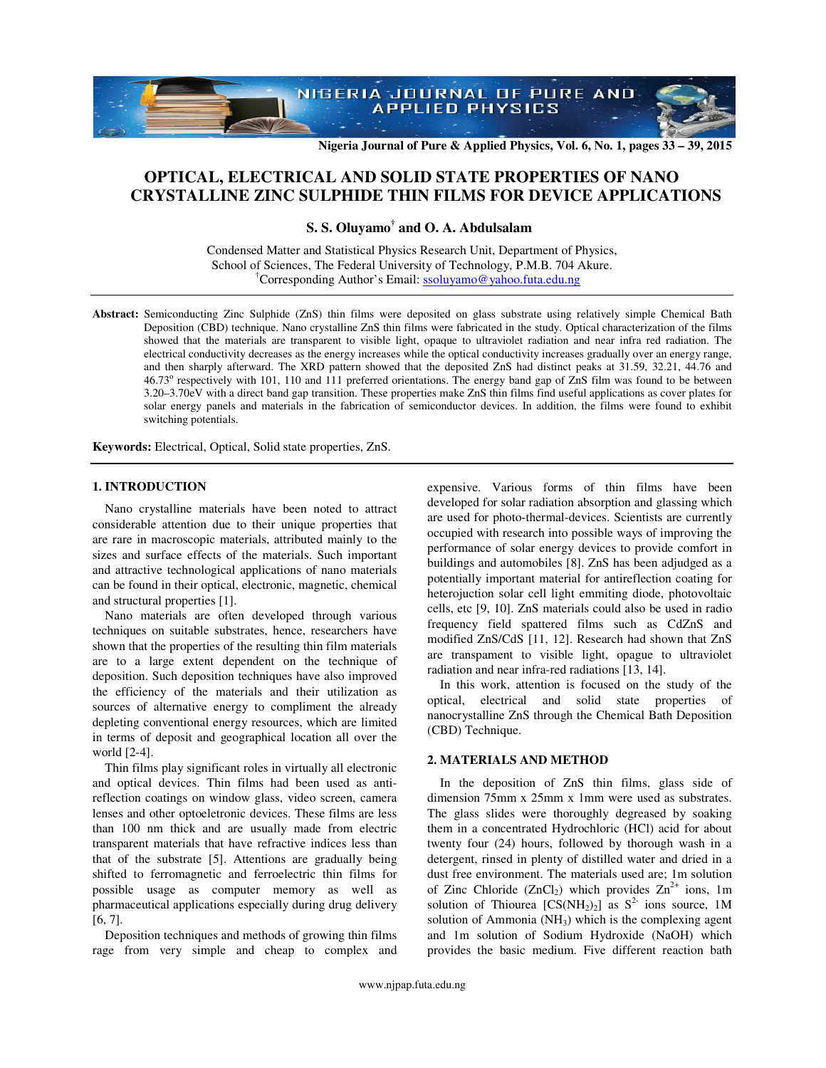# OPTICAL, ELECTRICAL AND SOLID STATE PROPERTIES OF NANO CRYSTALLINE ZINC SULPHIDE THIN FILMS FOR DEVICE APPLICATIONS

**S. S. Oluyamo[†] and O. A. Abdulsalam**

Condensed Matter and Statistical Physics Research Unit, Department of Physics,
School of Sciences, The Federal University of Technology, P.M.B. 704 Akure.
[†]Corresponding Author's Email: ssoluyamo@yahoo.futa.edu.ng

**Abstract:** Semiconducting Zinc Sulphide (ZnS) thin films were deposited on glass substrate using relatively simple Chemical Bath Deposition (CBD) technique. Nano crystalline ZnS thin films were fabricated in the study. Optical characterization of the films showed that the materials are transparent to visible light, opaque to ultraviolet radiation and near infra red radiation. The electrical conductivity decreases as the energy increases while the optical conductivity increases gradually over an energy range, and then sharply afterward. The XRD pattern showed that the deposited ZnS had distinct peaks at 31.59, 32.21, 44.76 and 46.73° respectively with 101, 110 and 111 preferred orientations. The energy band gap of ZnS film was found to be between 3.20–3.70eV with a direct band gap transition. These properties make ZnS thin films find useful applications as cover plates for solar energy panels and materials in the fabrication of semiconductor devices. In addition, the films were found to exhibit switching potentials.

**Keywords:** Electrical, Optical, Solid state properties, ZnS.

## 1. INTRODUCTION

Nano crystalline materials have been noted to attract considerable attention due to their unique properties that are rare in macroscopic materials, attributed mainly to the sizes and surface effects of the materials. Such important and attractive technological applications of nano materials can be found in their optical, electronic, magnetic, chemical and structural properties [1].

Nano materials are often developed through various techniques on suitable substrates, hence, researchers have shown that the properties of the resulting thin film materials are to a large extent dependent on the technique of deposition. Such deposition techniques have also improved the efficiency of the materials and their utilization as sources of alternative energy to compliment the already depleting conventional energy resources, which are limited in terms of deposit and geographical location all over the world [2-4].

Thin films play significant roles in virtually all electronic and optical devices. Thin films had been used as anti-reflection coatings on window glass, video screen, camera lenses and other optoeletronic devices. These films are less than 100 nm thick and are usually made from electric transparent materials that have refractive indices less than that of the substrate [5]. Attentions are gradually being shifted to ferromagnetic and ferroelectric thin films for possible usage as computer memory as well as pharmaceutical applications especially during drug delivery [6, 7].

Deposition techniques and methods of growing thin films rage from very simple and cheap to complex and expensive. Various forms of thin films have been developed for solar radiation absorption and glassing which are used for photo-thermal-devices. Scientists are currently occupied with research into possible ways of improving the performance of solar energy devices to provide comfort in buildings and automobiles [8]. ZnS has been adjudged as a potentially important material for antireflection coating for heterojunction solar cell light emmiting diode, photovoltaic cells, etc [9, 10]. ZnS materials could also be used in radio frequency field spattered films such as CdZnS and modified ZnS/CdS [11, 12]. Research had shown that ZnS are transpament to visible light, opague to ultraviolet radiation and near infra-red radiations [13, 14].

In this work, attention is focused on the study of the optical, electrical and solid state properties of nanocrystalline ZnS through the Chemical Bath Deposition (CBD) Technique.

## 2. MATERIALS AND METHOD

In the deposition of ZnS thin films, glass side of dimension 75mm x 25mm x 1mm were used as substrates. The glass slides were thoroughly degreased by soaking them in a concentrated Hydrochloric (HCl) acid for about twenty four (24) hours, followed by thorough wash in a detergent, rinsed in plenty of distilled water and dried in a dust free environment. The materials used are; 1m solution of Zinc Chloride ($ZnCl_2$) which provides $Zn^{2+}$ ions, 1m solution of Thiourea [$CS(NH_2)_2$] as $S^{2-}$ ions source, 1M solution of Ammonia ($NH_3$) which is the complexing agent and 1m solution of Sodium Hydroxide (NaOH) which provides the basic medium. Five different reaction bath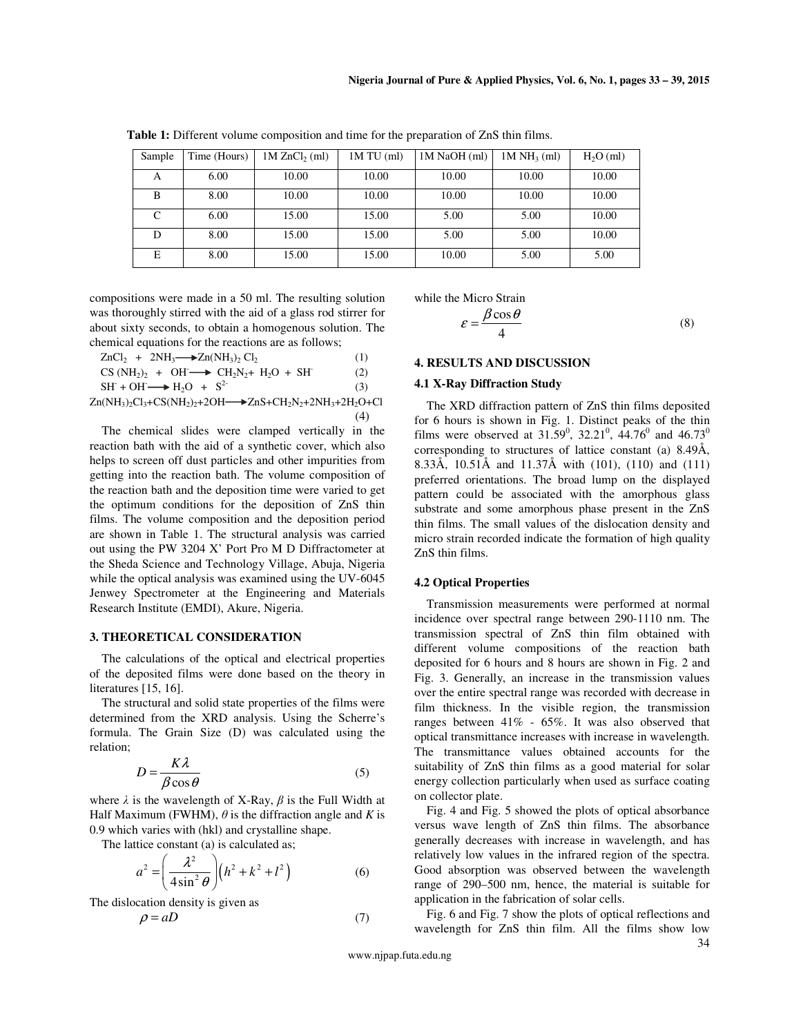**Table 1:** Different volume composition and time for the preparation of ZnS thin films.

| Sample | Time (Hours) | 1M $ZnCl_2$ (ml) | 1M TU (ml) | 1M NaOH (ml) | 1M $NH_3$ (ml) | $H_2O$ (ml) |
|---|---|---|---|---|---|---|
| A | 6.00 | 10.00 | 10.00 | 10.00 | 10.00 | 10.00 |
| B | 8.00 | 10.00 | 10.00 | 10.00 | 10.00 | 10.00 |
| C | 6.00 | 15.00 | 15.00 | 5.00 | 5.00 | 10.00 |
| D | 8.00 | 15.00 | 15.00 | 5.00 | 5.00 | 10.00 |
| E | 8.00 | 15.00 | 15.00 | 10.00 | 5.00 | 5.00 |

compositions were made in a 50 ml. The resulting solution was thoroughly stirred with the aid of a glass rod stirrer for about sixty seconds, to obtain a homogenous solution. The chemical equations for the reactions are as follows;

$$ZnCl_2 + 2NH_3 \longrightarrow Zn(NH_3)_2 Cl_2 \quad (1)$$

$$CS(NH_2)_2 + OH^- \longrightarrow CH_2N_2 + H_2O + SH^- \quad (2)$$

$$SH^- + OH^- \longrightarrow H_2O + S^{2-} \quad (3)$$

$$Zn(NH_3)_2Cl_3 + CS(NH_2)_2 + 2OH \longrightarrow ZnS + CH_2N_2 + 2NH_3 + 2H_2O + Cl \quad (4)$$

The chemical slides were clamped vertically in the reaction bath with the aid of a synthetic cover, which also helps to screen off dust particles and other impurities from getting into the reaction bath. The volume composition of the reaction bath and the deposition time were varied to get the optimum conditions for the deposition of ZnS thin films. The volume composition and the deposition period are shown in Table 1. The structural analysis was carried out using the PW 3204 X' Port Pro M D Diffractometer at the Sheda Science and Technology Village, Abuja, Nigeria while the optical analysis was examined using the UV-6045 Jenwey Spectrometer at the Engineering and Materials Research Institute (EMDI), Akure, Nigeria.

## 3. THEORETICAL CONSIDERATION

The calculations of the optical and electrical properties of the deposited films were done based on the theory in literatures [15, 16].

The structural and solid state properties of the films were determined from the XRD analysis. Using the Scherre's formula. The Grain Size (D) was calculated using the relation;

$$D = \frac{K\lambda}{\beta \cos\theta} \quad (5)$$

where $\lambda$ is the wavelength of X-Ray, $\beta$ is the Full Width at Half Maximum (FWHM), $\theta$ is the diffraction angle and $K$ is 0.9 which varies with (hkl) and crystalline shape.

The lattice constant (a) is calculated as;

$$a^2 = \left(\frac{\lambda^2}{4\sin^2\theta}\right)\left(h^2 + k^2 + l^2\right) \quad (6)$$

The dislocation density is given as

$$\rho = aD \quad (7)$$

while the Micro Strain

$$\varepsilon = \frac{\beta\cos\theta}{4} \quad (8)$$

## 4. RESULTS AND DISCUSSION

### 4.1 X-Ray Diffraction Study

The XRD diffraction pattern of ZnS thin films deposited for 6 hours is shown in Fig. 1. Distinct peaks of the thin films were observed at $31.59^0$, $32.21^0$, $44.76^0$ and $46.73^0$ corresponding to structures of lattice constant (a) 8.49Å, 8.33Å, 10.51Å and 11.37Å with (101), (110) and (111) preferred orientations. The broad lump on the displayed pattern could be associated with the amorphous glass substrate and some amorphous phase present in the ZnS thin films. The small values of the dislocation density and micro strain recorded indicate the formation of high quality ZnS thin films.

### 4.2 Optical Properties

Transmission measurements were performed at normal incidence over spectral range between 290-1110 nm. The transmission spectral of ZnS thin film obtained with different volume compositions of the reaction bath deposited for 6 hours and 8 hours are shown in Fig. 2 and Fig. 3. Generally, an increase in the transmission values over the entire spectral range was recorded with decrease in film thickness. In the visible region, the transmission ranges between 41% - 65%. It was also observed that optical transmittance increases with increase in wavelength. The transmittance values obtained accounts for the suitability of ZnS thin films as a good material for solar energy collection particularly when used as surface coating on collector plate.

Fig. 4 and Fig. 5 showed the plots of optical absorbance versus wave length of ZnS thin films. The absorbance generally decreases with increase in wavelength, and has relatively low values in the infrared region of the spectra. Good absorption was observed between the wavelength range of 290–500 nm, hence, the material is suitable for application in the fabrication of solar cells.

Fig. 6 and Fig. 7 show the plots of optical reflections and wavelength for ZnS thin film. All the films show low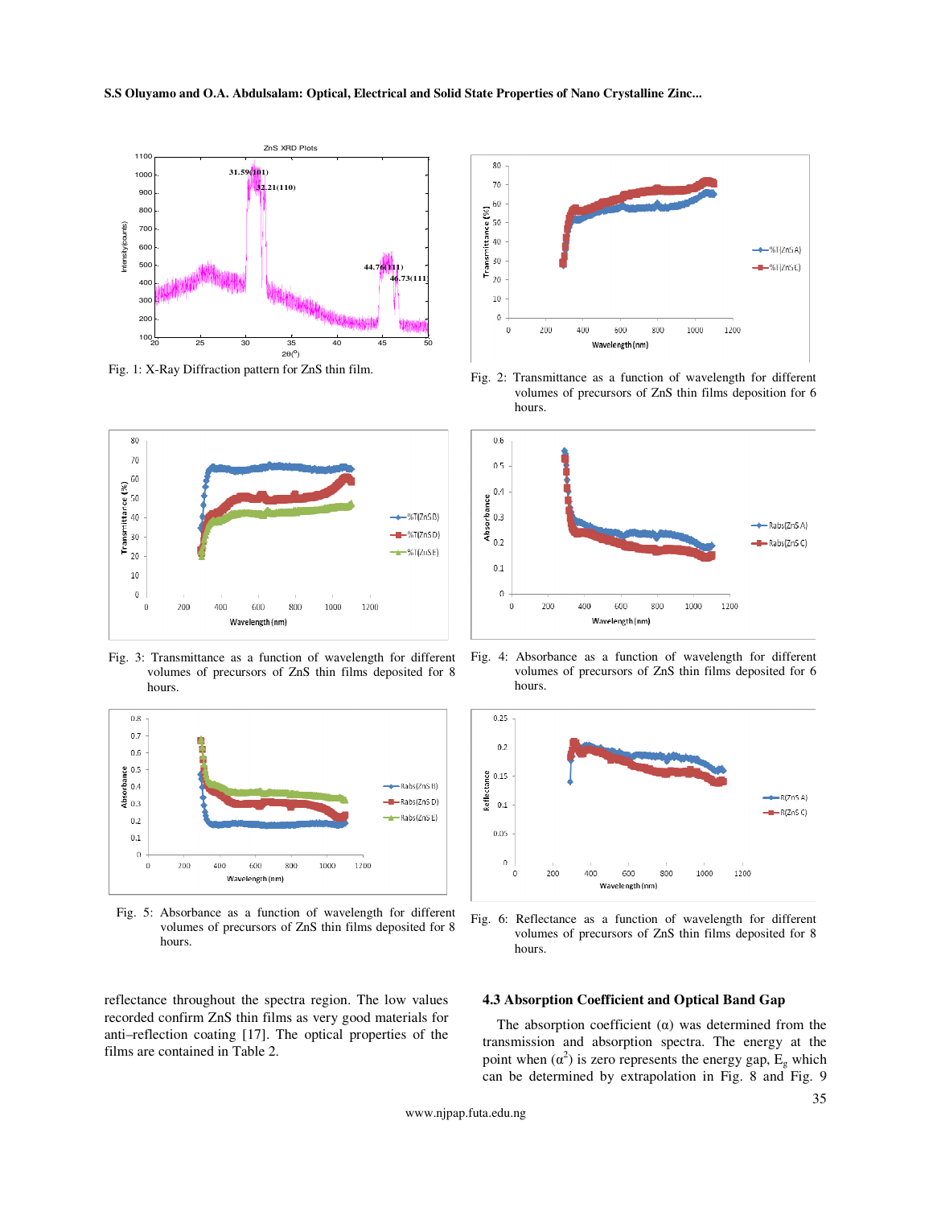Fig. 1: X-Ray Diffraction pattern for ZnS thin film.

Fig. 2: Transmittance as a function of wavelength for different volumes of precursors of ZnS thin films deposition for 6 hours.

Fig. 3: Transmittance as a function of wavelength for different volumes of precursors of ZnS thin films deposited for 8 hours.

Fig. 4: Absorbance as a function of wavelength for different volumes of precursors of ZnS thin films deposited for 6 hours.

Fig. 5: Absorbance as a function of wavelength for different volumes of precursors of ZnS thin films deposited for 8 hours.

Fig. 6: Reflectance as a function of wavelength for different volumes of precursors of ZnS thin films deposited for 8 hours.

reflectance throughout the spectra region. The low values recorded confirm ZnS thin films as very good materials for anti–reflection coating [17]. The optical properties of the films are contained in Table 2.

### 4.3 Absorption Coefficient and Optical Band Gap

The absorption coefficient ($\alpha$) was determined from the transmission and absorption spectra. The energy at the point when ($\alpha^2$) is zero represents the energy gap, $E_g$ which can be determined by extrapolation in Fig. 8 and Fig. 9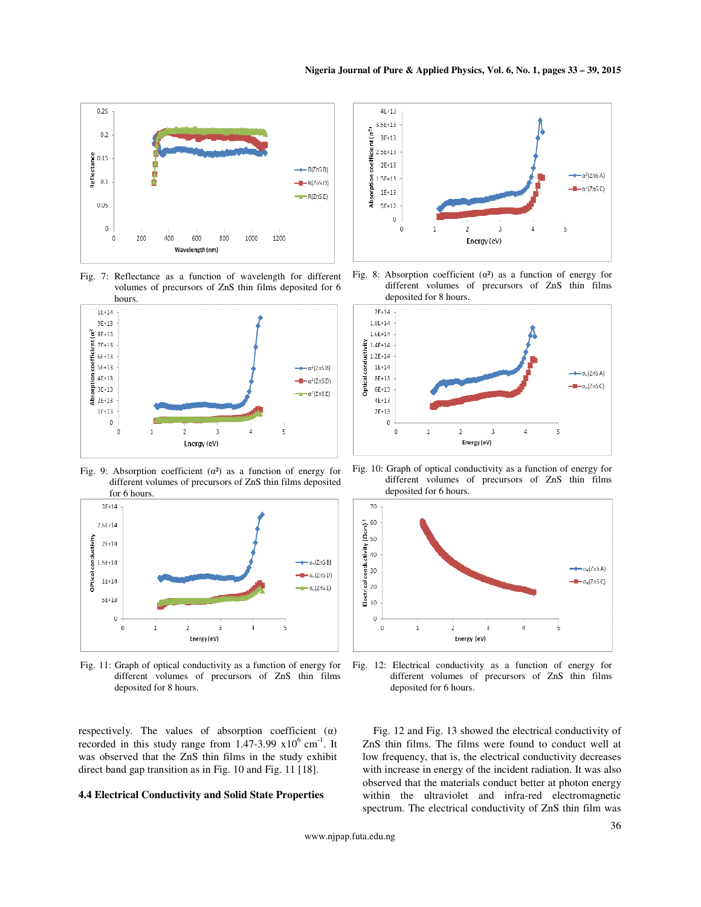Fig. 7: Reflectance as a function of wavelength for different volumes of precursors of ZnS thin films deposited for 6 hours.

Fig. 8: Absorption coefficient ($\alpha^2$) as a function of energy for different volumes of precursors of ZnS thin films deposited for 8 hours.

Fig. 9: Absorption coefficient ($\alpha^2$) as a function of energy for different volumes of precursors of ZnS thin films deposited for 6 hours.

Fig. 10: Graph of optical conductivity as a function of energy for different volumes of precursors of ZnS thin films deposited for 6 hours.

Fig. 11: Graph of optical conductivity as a function of energy for different volumes of precursors of ZnS thin films deposited for 8 hours.

Fig. 12: Electrical conductivity as a function of energy for different volumes of precursors of ZnS thin films deposited for 6 hours.

respectively. The values of absorption coefficient ($\alpha$) recorded in this study range from 1.47-3.99 $\times 10^6$ cm$^{-1}$. It was observed that the ZnS thin films in the study exhibit direct band gap transition as in Fig. 10 and Fig. 11 [18].

### 4.4 Electrical Conductivity and Solid State Properties

Fig. 12 and Fig. 13 showed the electrical conductivity of ZnS thin films. The films were found to conduct well at low frequency, that is, the electrical conductivity decreases with increase in energy of the incident radiation. It was also observed that the materials conduct better at photon energy within the ultraviolet and infra-red electromagnetic spectrum. The electrical conductivity of ZnS thin film was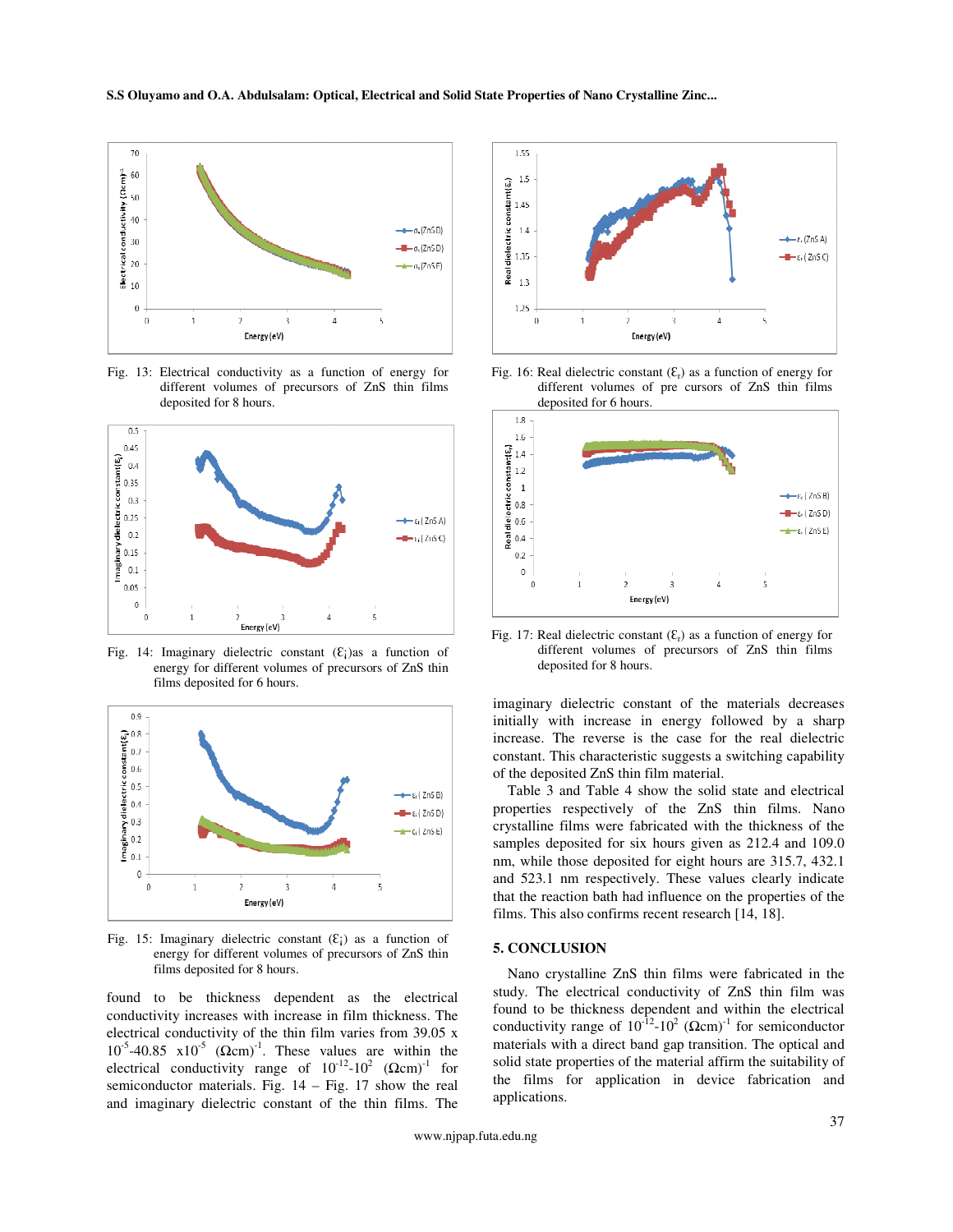Fig. 13: Electrical conductivity as a function of energy for different volumes of precursors of ZnS thin films deposited for 8 hours.

Fig. 14: Imaginary dielectric constant ($\varepsilon_i$) as a function of energy for different volumes of precursors of ZnS thin films deposited for 6 hours.

Fig. 15: Imaginary dielectric constant ($\varepsilon_i$) as a function of energy for different volumes of precursors of ZnS thin films deposited for 8 hours.

found to be thickness dependent as the electrical conductivity increases with increase in film thickness. The electrical conductivity of the thin film varies from 39.05 x $10^{-5}$-40.85 x$10^{-5}$ $(\Omega\text{cm})^{-1}$. These values are within the electrical conductivity range of $10^{-12}$-$10^{2}$ $(\Omega\text{cm})^{-1}$ for semiconductor materials. Fig. 14 – Fig. 17 show the real and imaginary dielectric constant of the thin films. The imaginary dielectric constant of the materials decreases initially with increase in energy followed by a sharp increase. The reverse is the case for the real dielectric constant. This characteristic suggests a switching capability of the deposited ZnS thin film material.

Fig. 16: Real dielectric constant ($\varepsilon_r$) as a function of energy for different volumes of pre cursors of ZnS thin films deposited for 6 hours.

Fig. 17: Real dielectric constant ($\varepsilon_r$) as a function of energy for different volumes of precursors of ZnS thin films deposited for 8 hours.

Table 3 and Table 4 show the solid state and electrical properties respectively of the ZnS thin films. Nano crystalline films were fabricated with the thickness of the samples deposited for six hours given as 212.4 and 109.0 nm, while those deposited for eight hours are 315.7, 432.1 and 523.1 nm respectively. These values clearly indicate that the reaction bath had influence on the properties of the films. This also confirms recent research [14, 18].

## 5. CONCLUSION

Nano crystalline ZnS thin films were fabricated in the study. The electrical conductivity of ZnS thin film was found to be thickness dependent and within the electrical conductivity range of $10^{-12}$-$10^{2}$ $(\Omega\text{cm})^{-1}$ for semiconductor materials with a direct band gap transition. The optical and solid state properties of the material affirm the suitability of the films for application in device fabrication and applications.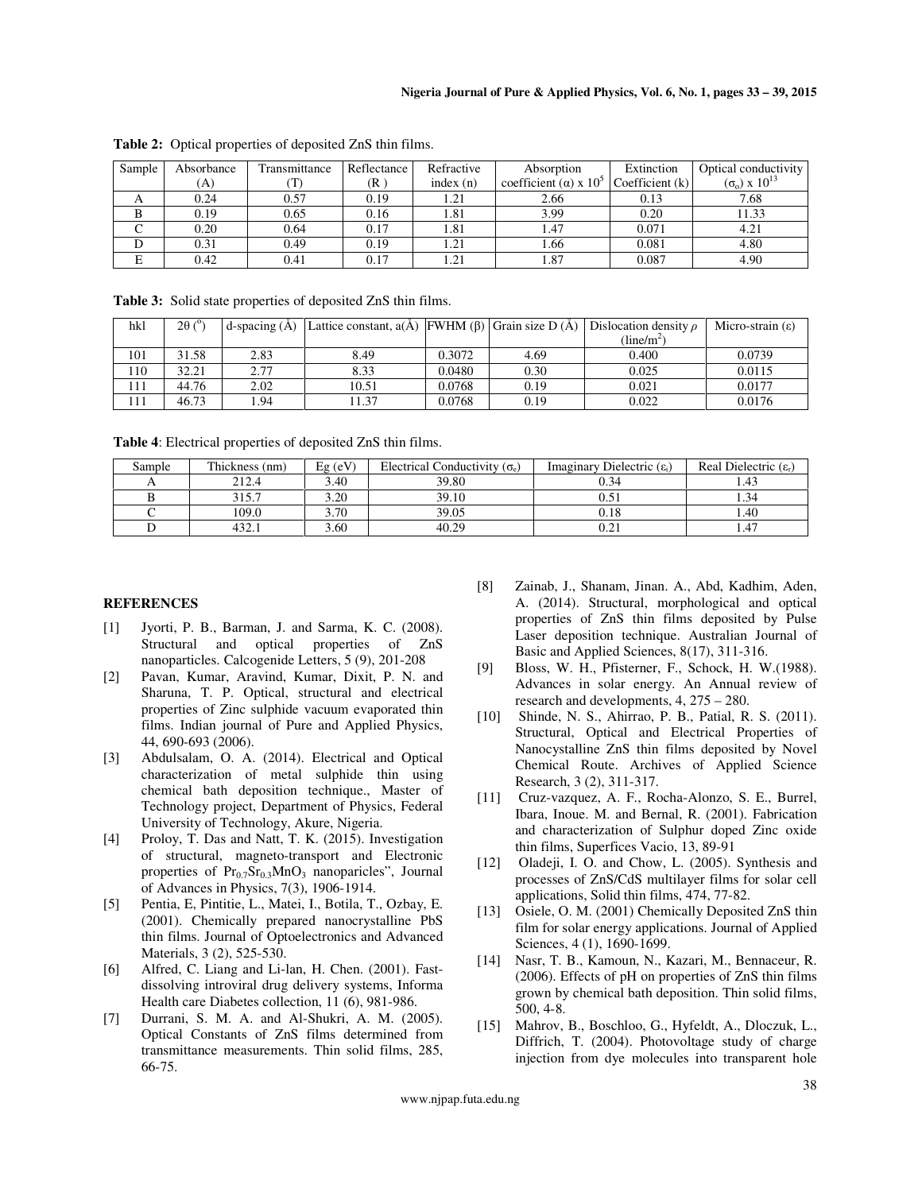**Table 2:** Optical properties of deposited ZnS thin films.

| Sample | Absorbance (A) | Transmittance (T) | Reflectance (R ) | Refractive index (n) | Absorption coefficient (α) x $10^5$ | Extinction Coefficient (k) | Optical conductivity ($\sigma_o$) x $10^{13}$ |
|---|---|---|---|---|---|---|---|
| A | 0.24 | 0.57 | 0.19 | 1.21 | 2.66 | 0.13 | 7.68 |
| B | 0.19 | 0.65 | 0.16 | 1.81 | 3.99 | 0.20 | 11.33 |
| C | 0.20 | 0.64 | 0.17 | 1.81 | 1.47 | 0.071 | 4.21 |
| D | 0.31 | 0.49 | 0.19 | 1.21 | 1.66 | 0.081 | 4.80 |
| E | 0.42 | 0.41 | 0.17 | 1.21 | 1.87 | 0.087 | 4.90 |

**Table 3:** Solid state properties of deposited ZnS thin films.

| hkl | 2θ (°) | d-spacing (Å) | Lattice constant, a(Å) | FWHM (β) | Grain size D (Å) | Dislocation density ρ (line/m$^2$) | Micro-strain (ε) |
|---|---|---|---|---|---|---|---|
| 101 | 31.58 | 2.83 | 8.49 | 0.3072 | 4.69 | 0.400 | 0.0739 |
| 110 | 32.21 | 2.77 | 8.33 | 0.0480 | 0.30 | 0.025 | 0.0115 |
| 111 | 44.76 | 2.02 | 10.51 | 0.0768 | 0.19 | 0.021 | 0.0177 |
| 111 | 46.73 | 1.94 | 11.37 | 0.0768 | 0.19 | 0.022 | 0.0176 |

**Table 4**: Electrical properties of deposited ZnS thin films.

| Sample | Thickness (nm) | Eg (eV) | Electrical Conductivity ($\sigma_e$) | Imaginary Dielectric ($\varepsilon_i$) | Real Dielectric ($\varepsilon_r$) |
|---|---|---|---|---|---|
| A | 212.4 | 3.40 | 39.80 | 0.34 | 1.43 |
| B | 315.7 | 3.20 | 39.10 | 0.51 | 1.34 |
| C | 109.0 | 3.70 | 39.05 | 0.18 | 1.40 |
| D | 432.1 | 3.60 | 40.29 | 0.21 | 1.47 |

## REFERENCES

[1] Jyorti, P. B., Barman, J. and Sarma, K. C. (2008). Structural and optical properties of ZnS nanoparticles. Calcogenide Letters, 5 (9), 201-208

[2] Pavan, Kumar, Aravind, Kumar, Dixit, P. N. and Sharuna, T. P. Optical, structural and electrical properties of Zinc sulphide vacuum evaporated thin films. Indian journal of Pure and Applied Physics, 44, 690-693 (2006).

[3] Abdulsalam, O. A. (2014). Electrical and Optical characterization of metal sulphide thin using chemical bath deposition technique., Master of Technology project, Department of Physics, Federal University of Technology, Akure, Nigeria.

[4] Proloy, T. Das and Natt, T. K. (2015). Investigation of structural, magneto-transport and Electronic properties of $Pr_{0.7}Sr_{0.3}MnO_3$ nanoparicles", Journal of Advances in Physics, 7(3), 1906-1914.

[5] Pentia, E, Pintitie, L., Matei, I., Botila, T., Ozbay, E. (2001). Chemically prepared nanocrystalline PbS thin films. Journal of Optoelectronics and Advanced Materials, 3 (2), 525-530.

[6] Alfred, C. Liang and Li-lan, H. Chen. (2001). Fast-dissolving introviral drug delivery systems, Informa Health care Diabetes collection, 11 (6), 981-986.

[7] Durrani, S. M. A. and Al-Shukri, A. M. (2005). Optical Constants of ZnS films determined from transmittance measurements. Thin solid films, 285, 66-75.

[8] Zainab, J., Shanam, Jinan. A., Abd, Kadhim, Aden, A. (2014). Structural, morphological and optical properties of ZnS thin films deposited by Pulse Laser deposition technique. Australian Journal of Basic and Applied Sciences, 8(17), 311-316.

[9] Bloss, W. H., Pfisterner, F., Schock, H. W.(1988). Advances in solar energy. An Annual review of research and developments, 4, 275 – 280.

[10] Shinde, N. S., Ahirrao, P. B., Patial, R. S. (2011). Structural, Optical and Electrical Properties of Nanocystalline ZnS thin films deposited by Novel Chemical Route. Archives of Applied Science Research, 3 (2), 311-317.

[11] Cruz-vazquez, A. F., Rocha-Alonzo, S. E., Burrel, Ibara, Inoue. M. and Bernal, R. (2001). Fabrication and characterization of Sulphur doped Zinc oxide thin films, Superfices Vacio, 13, 89-91

[12] Oladeji, I. O. and Chow, L. (2005). Synthesis and processes of ZnS/CdS multilayer films for solar cell applications, Solid thin films, 474, 77-82.

[13] Osiele, O. M. (2001) Chemically Deposited ZnS thin film for solar energy applications. Journal of Applied Sciences, 4 (1), 1690-1699.

[14] Nasr, T. B., Kamoun, N., Kazari, M., Bennaceur, R. (2006). Effects of pH on properties of ZnS thin films grown by chemical bath deposition. Thin solid films, 500, 4-8.

[15] Mahrov, B., Boschloo, G., Hyfeldt, A., Dloczuk, L., Diffrich, T. (2004). Photovoltage study of charge injection from dye molecules into transparent hole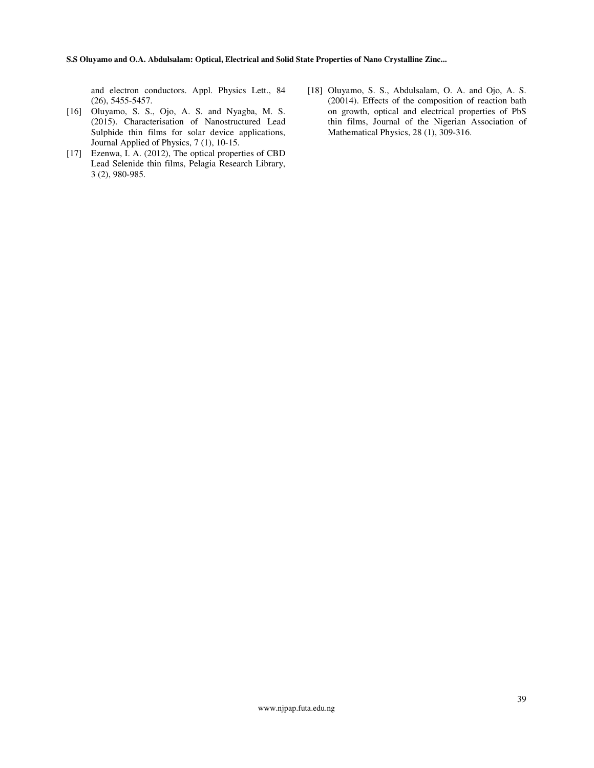and electron conductors. Appl. Physics Lett., 84 (26), 5455-5457.

[16] Oluyamo, S. S., Ojo, A. S. and Nyagba, M. S. (2015). Characterisation of Nanostructured Lead Sulphide thin films for solar device applications, Journal Applied of Physics, 7 (1), 10-15.

[17] Ezenwa, I. A. (2012), The optical properties of CBD Lead Selenide thin films, Pelagia Research Library, 3 (2), 980-985.

[18] Oluyamo, S. S., Abdulsalam, O. A. and Ojo, A. S. (20014). Effects of the composition of reaction bath on growth, optical and electrical properties of PbS thin films, Journal of the Nigerian Association of Mathematical Physics, 28 (1), 309-316.